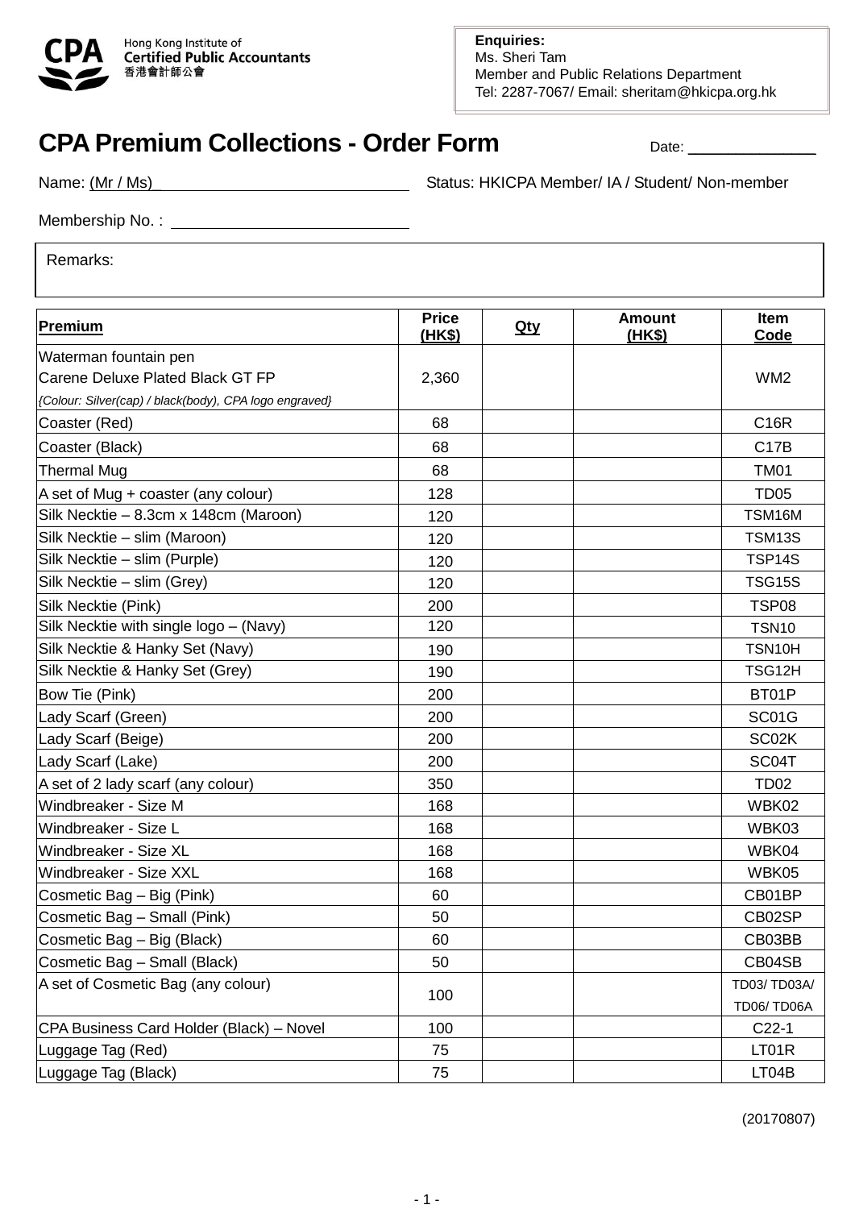Hong Kong Institute of Certified Public Accountants
香港會計師公會

**Enquiries:**
Ms. Sheri Tam
Member and Public Relations Department
Tel: 2287-7067/ Email: sheritam@hkicpa.org.hk

# CPA Premium Collections - Order Form

Date: _______________

Name: (Mr / Ms)_____________________________ Status: HKICPA Member/ IA / Student/ Non-member

Membership No. : ____________________________

Remarks:

| Premium | Price (HK$) | Qty | Amount (HK$) | Item Code |
|---|---|---|---|---|
| Waterman fountain pen<br>Carene Deluxe Plated Black GT FP<br>*{Colour: Silver(cap) / black(body), CPA logo engraved}* | 2,360 | | | WM2 |
| Coaster (Red) | 68 | | | C16R |
| Coaster (Black) | 68 | | | C17B |
| Thermal Mug | 68 | | | TM01 |
| A set of Mug + coaster (any colour) | 128 | | | TD05 |
| Silk Necktie – 8.3cm x 148cm (Maroon) | 120 | | | TSM16M |
| Silk Necktie – slim (Maroon) | 120 | | | TSM13S |
| Silk Necktie – slim (Purple) | 120 | | | TSP14S |
| Silk Necktie – slim (Grey) | 120 | | | TSG15S |
| Silk Necktie (Pink) | 200 | | | TSP08 |
| Silk Necktie with single logo – (Navy) | 120 | | | TSN10 |
| Silk Necktie & Hanky Set (Navy) | 190 | | | TSN10H |
| Silk Necktie & Hanky Set (Grey) | 190 | | | TSG12H |
| Bow Tie (Pink) | 200 | | | BT01P |
| Lady Scarf (Green) | 200 | | | SC01G |
| Lady Scarf (Beige) | 200 | | | SC02K |
| Lady Scarf (Lake) | 200 | | | SC04T |
| A set of 2 lady scarf (any colour) | 350 | | | TD02 |
| Windbreaker - Size M | 168 | | | WBK02 |
| Windbreaker - Size L | 168 | | | WBK03 |
| Windbreaker - Size XL | 168 | | | WBK04 |
| Windbreaker - Size XXL | 168 | | | WBK05 |
| Cosmetic Bag – Big (Pink) | 60 | | | CB01BP |
| Cosmetic Bag – Small (Pink) | 50 | | | CB02SP |
| Cosmetic Bag – Big (Black) | 60 | | | CB03BB |
| Cosmetic Bag – Small (Black) | 50 | | | CB04SB |
| A set of Cosmetic Bag (any colour) | 100 | | | TD03/ TD03A/ TD06/ TD06A |
| CPA Business Card Holder (Black) – Novel | 100 | | | C22-1 |
| Luggage Tag (Red) | 75 | | | LT01R |
| Luggage Tag (Black) | 75 | | | LT04B |

(20170807)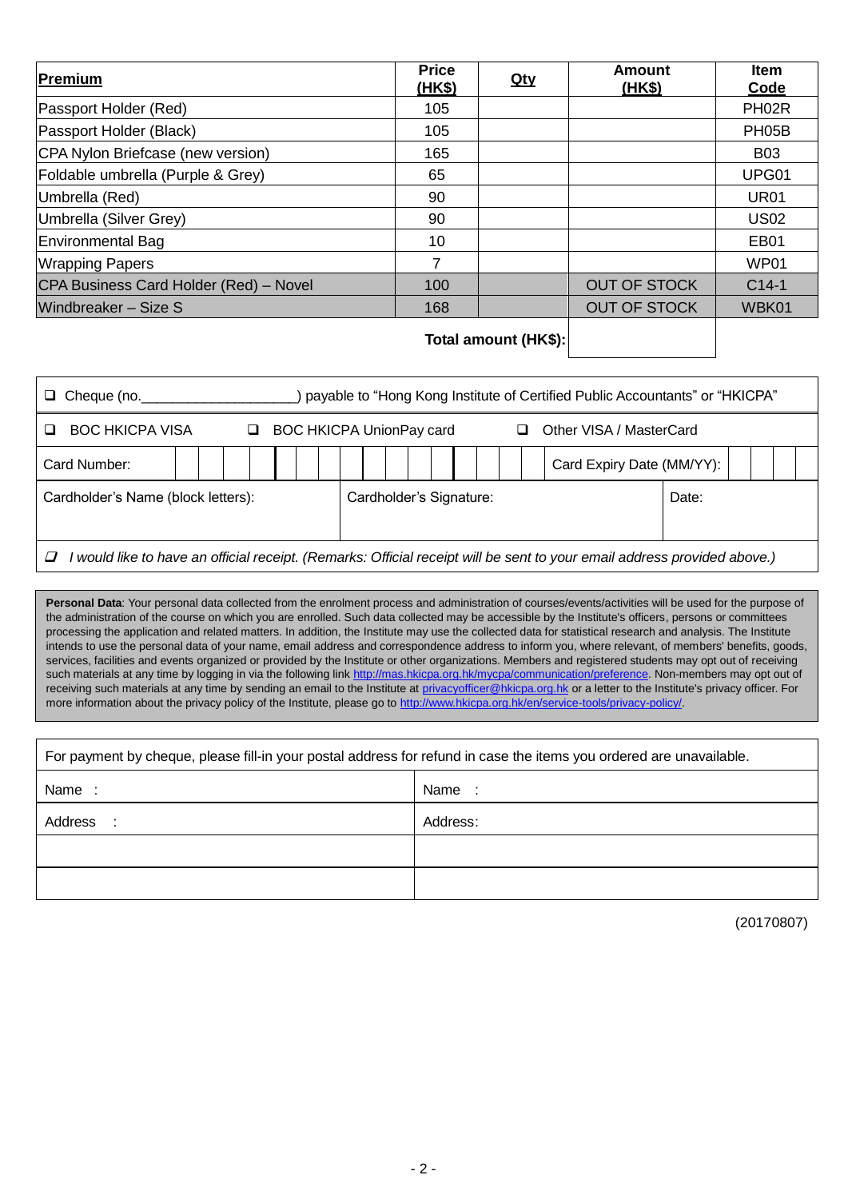| **Premium** | **Price (HK$)** | **Qty** | **Amount (HK$)** | **Item Code** |
|---|---|---|---|---|
| Passport Holder (Red) | 105 | | | PH02R |
| Passport Holder (Black) | 105 | | | PH05B |
| CPA Nylon Briefcase (new version) | 165 | | | B03 |
| Foldable umbrella (Purple & Grey) | 65 | | | UPG01 |
| Umbrella (Red) | 90 | | | UR01 |
| Umbrella (Silver Grey) | 90 | | | US02 |
| Environmental Bag | 10 | | | EB01 |
| Wrapping Papers | 7 | | | WP01 |
| CPA Business Card Holder (Red) – Novel | 100 | | OUT OF STOCK | C14-1 |
| Windbreaker – Size S | 168 | | OUT OF STOCK | WBK01 |
| | | **Total amount (HK$):** | | |

❑ Cheque (no.___________________) payable to "Hong Kong Institute of Certified Public Accountants" or "HKICPA"

❑ BOC HKICPA VISA ❑ BOC HKICPA UnionPay card ❑ Other VISA / MasterCard

Card Number: | | | | | | | | | | | | | | | | | Card Expiry Date (MM/YY): | | | |

Cardholder's Name (block letters): Cardholder's Signature: Date:

❑ *I would like to have an official receipt. (Remarks: Official receipt will be sent to your email address provided above.)*

**Personal Data**: Your personal data collected from the enrolment process and administration of courses/events/activities will be used for the purpose of the administration of the course on which you are enrolled. Such data collected may be accessible by the Institute's officers, persons or committees processing the application and related matters. In addition, the Institute may use the collected data for statistical research and analysis. The Institute intends to use the personal data of your name, email address and correspondence address to inform you, where relevant, of members' benefits, goods, services, facilities and events organized or provided by the Institute or other organizations. Members and registered students may opt out of receiving such materials at any time by logging in via the following link http://mas.hkicpa.org.hk/mycpa/communication/preference. Non-members may opt out of receiving such materials at any time by sending an email to the Institute at privacyofficer@hkicpa.org.hk or a letter to the Institute's privacy officer. For more information about the privacy policy of the Institute, please go to http://www.hkicpa.org.hk/en/service-tools/privacy-policy/.

For payment by cheque, please fill-in your postal address for refund in case the items you ordered are unavailable.

| | |
|---|---|
| Name : | Name : |
| Address : | Address: |
| | |
| | |

(20170807)